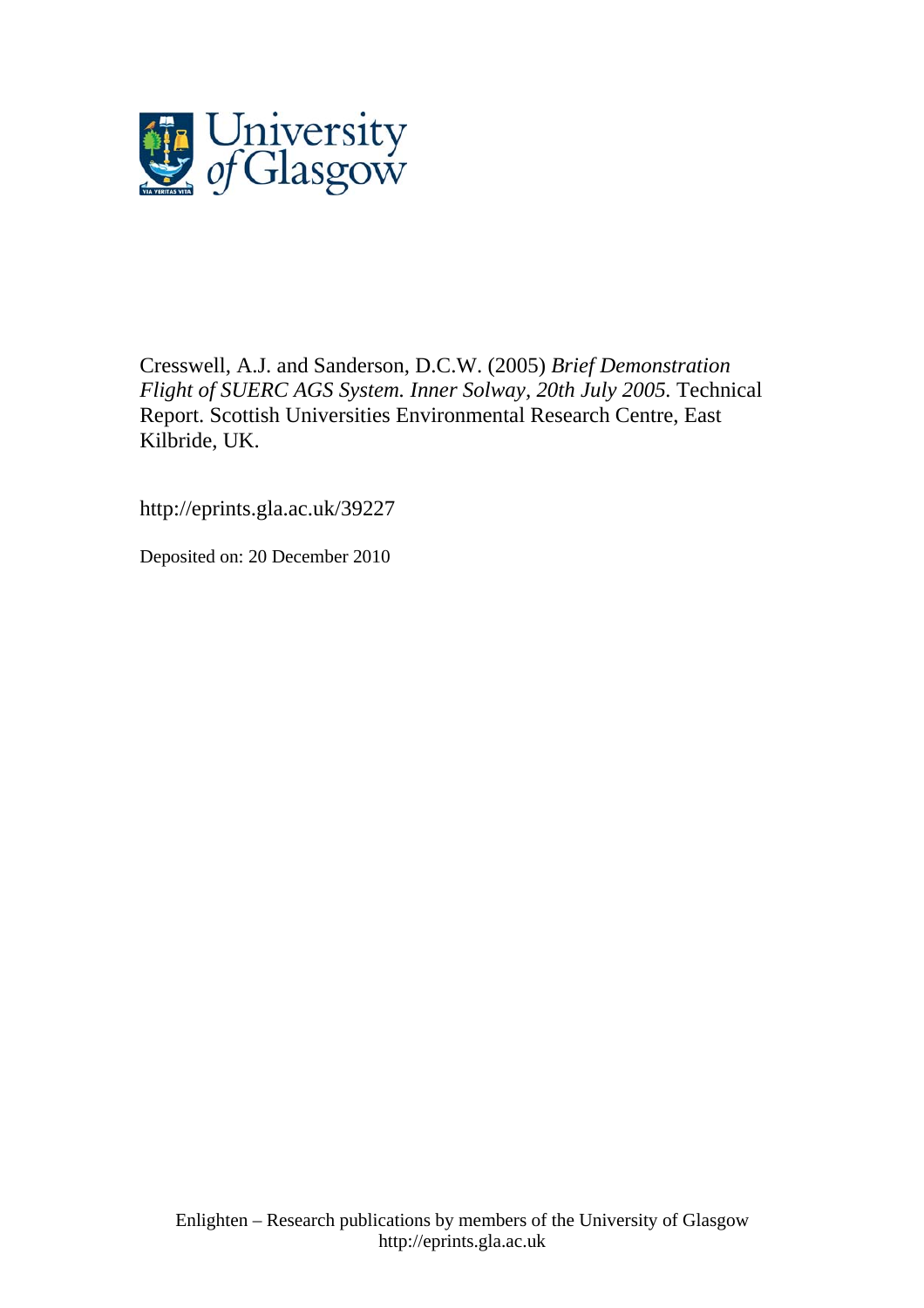Cresswell, A.J. and Sanderson, D.C.W. (2005) *Brief Demonstration Flight of SUERC AGS System. Inner Solway, 20th July 2005.* Technical Report. Scottish Universities Environmental Research Centre, East Kilbride, UK.

http://eprints.gla.ac.uk/39227

Deposited on: 20 December 2010

Enlighten – Research publications by members of the University of Glasgow
http://eprints.gla.ac.uk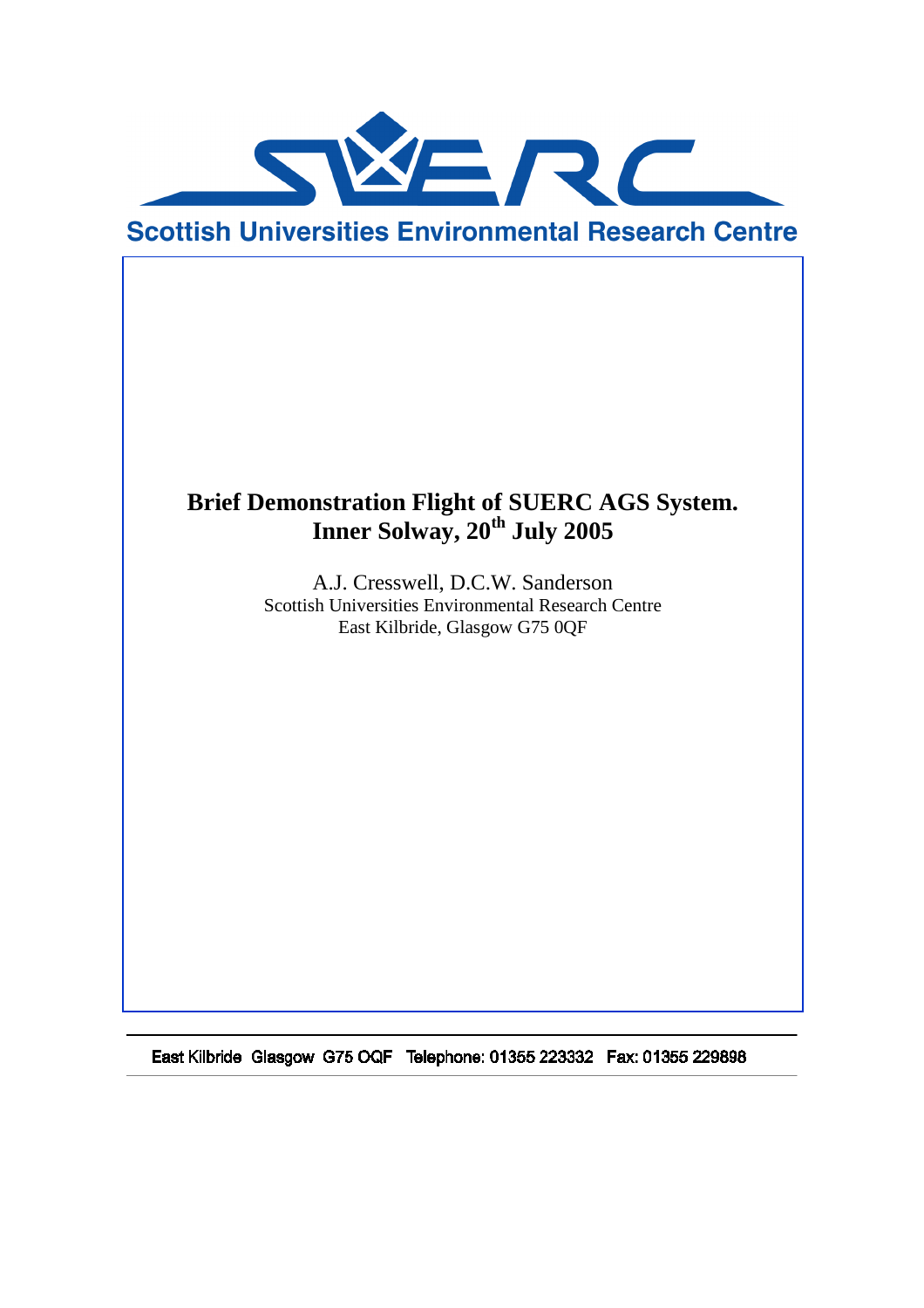# Scottish Universities Environmental Research Centre

**Brief Demonstration Flight of SUERC AGS System.**
**Inner Solway, 20th July 2005**

A.J. Cresswell, D.C.W. Sanderson
Scottish Universities Environmental Research Centre
East Kilbride, Glasgow G75 0QF

East Kilbride Glasgow G75 OQF Telephone: 01355 223332 Fax: 01355 229898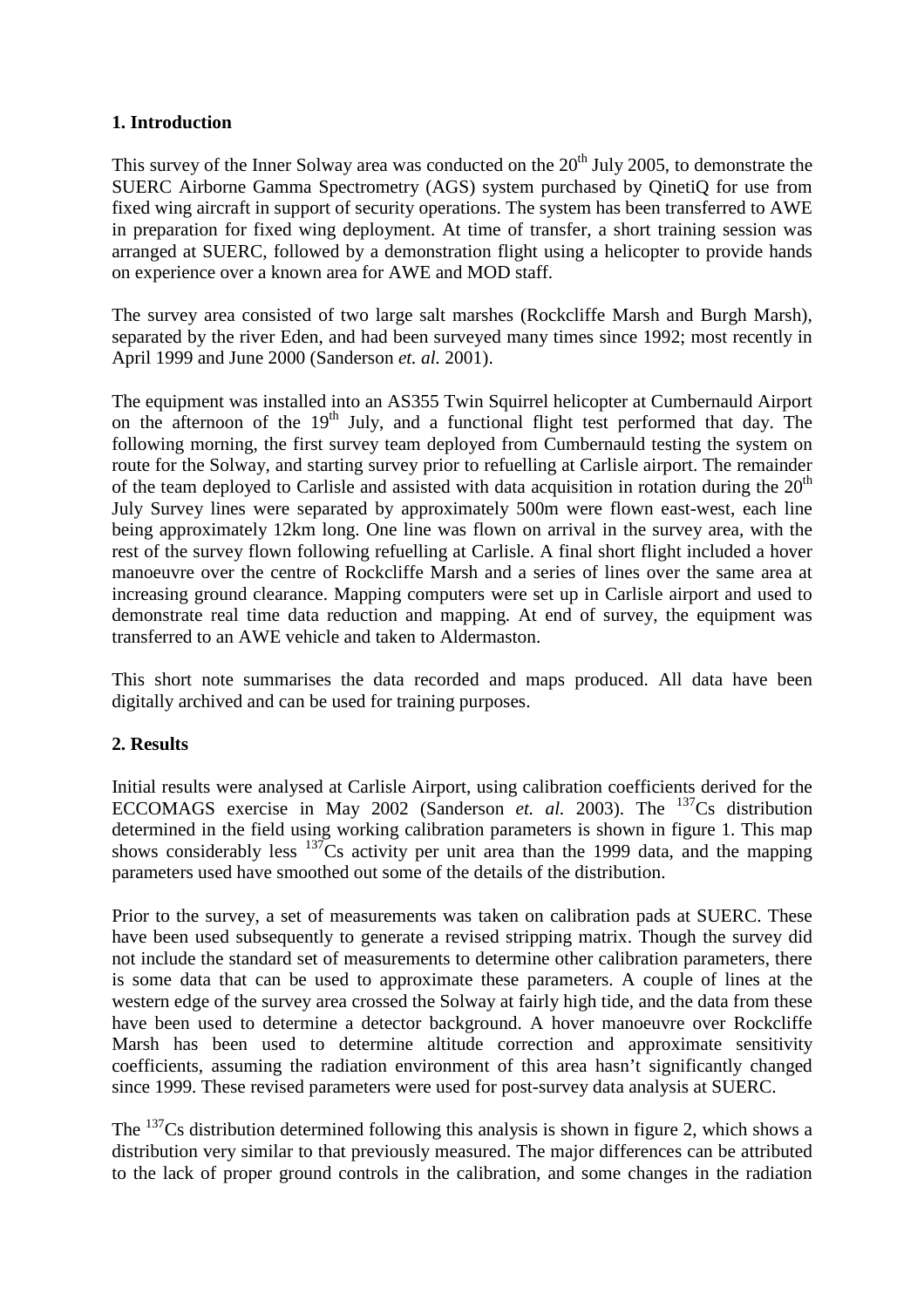## 1. Introduction

This survey of the Inner Solway area was conducted on the 20th July 2005, to demonstrate the SUERC Airborne Gamma Spectrometry (AGS) system purchased by QinetiQ for use from fixed wing aircraft in support of security operations. The system has been transferred to AWE in preparation for fixed wing deployment. At time of transfer, a short training session was arranged at SUERC, followed by a demonstration flight using a helicopter to provide hands on experience over a known area for AWE and MOD staff.

The survey area consisted of two large salt marshes (Rockcliffe Marsh and Burgh Marsh), separated by the river Eden, and had been surveyed many times since 1992; most recently in April 1999 and June 2000 (Sanderson *et. al.* 2001).

The equipment was installed into an AS355 Twin Squirrel helicopter at Cumbernauld Airport on the afternoon of the 19th July, and a functional flight test performed that day. The following morning, the first survey team deployed from Cumbernauld testing the system on route for the Solway, and starting survey prior to refuelling at Carlisle airport. The remainder of the team deployed to Carlisle and assisted with data acquisition in rotation during the 20th July Survey lines were separated by approximately 500m were flown east-west, each line being approximately 12km long. One line was flown on arrival in the survey area, with the rest of the survey flown following refuelling at Carlisle. A final short flight included a hover manoeuvre over the centre of Rockcliffe Marsh and a series of lines over the same area at increasing ground clearance. Mapping computers were set up in Carlisle airport and used to demonstrate real time data reduction and mapping. At end of survey, the equipment was transferred to an AWE vehicle and taken to Aldermaston.

This short note summarises the data recorded and maps produced. All data have been digitally archived and can be used for training purposes.

## 2. Results

Initial results were analysed at Carlisle Airport, using calibration coefficients derived for the ECCOMAGS exercise in May 2002 (Sanderson *et. al.* 2003). The $^{137}$Cs distribution determined in the field using working calibration parameters is shown in figure 1. This map shows considerably less $^{137}$Cs activity per unit area than the 1999 data, and the mapping parameters used have smoothed out some of the details of the distribution.

Prior to the survey, a set of measurements was taken on calibration pads at SUERC. These have been used subsequently to generate a revised stripping matrix. Though the survey did not include the standard set of measurements to determine other calibration parameters, there is some data that can be used to approximate these parameters. A couple of lines at the western edge of the survey area crossed the Solway at fairly high tide, and the data from these have been used to determine a detector background. A hover manoeuvre over Rockcliffe Marsh has been used to determine altitude correction and approximate sensitivity coefficients, assuming the radiation environment of this area hasn't significantly changed since 1999. These revised parameters were used for post-survey data analysis at SUERC.

The $^{137}$Cs distribution determined following this analysis is shown in figure 2, which shows a distribution very similar to that previously measured. The major differences can be attributed to the lack of proper ground controls in the calibration, and some changes in the radiation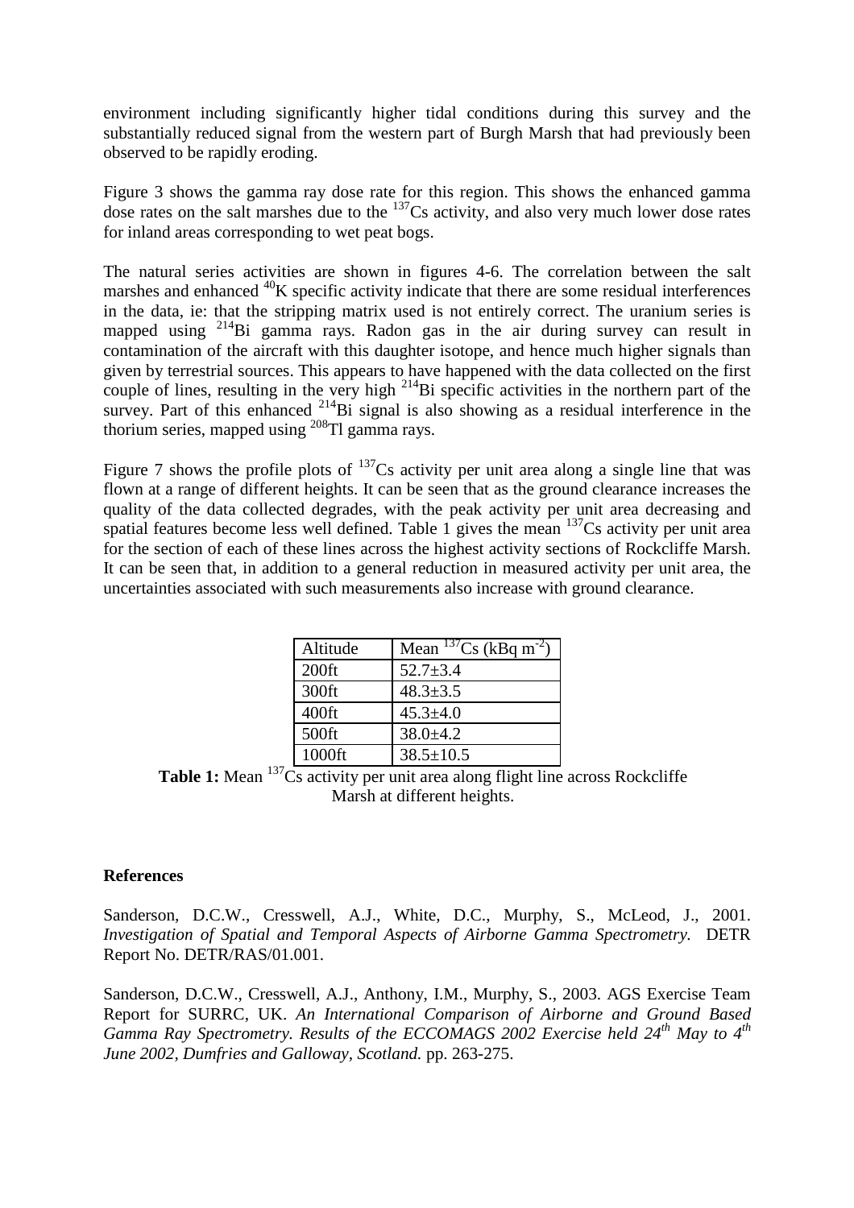environment including significantly higher tidal conditions during this survey and the substantially reduced signal from the western part of Burgh Marsh that had previously been observed to be rapidly eroding.

Figure 3 shows the gamma ray dose rate for this region. This shows the enhanced gamma dose rates on the salt marshes due to the $^{137}Cs$ activity, and also very much lower dose rates for inland areas corresponding to wet peat bogs.

The natural series activities are shown in figures 4-6. The correlation between the salt marshes and enhanced $^{40}K$ specific activity indicate that there are some residual interferences in the data, ie: that the stripping matrix used is not entirely correct. The uranium series is mapped using $^{214}Bi$ gamma rays. Radon gas in the air during survey can result in contamination of the aircraft with this daughter isotope, and hence much higher signals than given by terrestrial sources. This appears to have happened with the data collected on the first couple of lines, resulting in the very high $^{214}Bi$ specific activities in the northern part of the survey. Part of this enhanced $^{214}Bi$ signal is also showing as a residual interference in the thorium series, mapped using $^{208}Tl$ gamma rays.

Figure 7 shows the profile plots of $^{137}Cs$ activity per unit area along a single line that was flown at a range of different heights. It can be seen that as the ground clearance increases the quality of the data collected degrades, with the peak activity per unit area decreasing and spatial features become less well defined. Table 1 gives the mean $^{137}Cs$ activity per unit area for the section of each of these lines across the highest activity sections of Rockcliffe Marsh. It can be seen that, in addition to a general reduction in measured activity per unit area, the uncertainties associated with such measurements also increase with ground clearance.

| Altitude | Mean $^{137}Cs$ (kBq $m^{-2}$) |
|---|---|
| 200ft | 52.7±3.4 |
| 300ft | 48.3±3.5 |
| 400ft | 45.3±4.0 |
| 500ft | 38.0±4.2 |
| 1000ft | 38.5±10.5 |

**Table 1:** Mean $^{137}Cs$ activity per unit area along flight line across Rockcliffe Marsh at different heights.

**References**

Sanderson, D.C.W., Cresswell, A.J., White, D.C., Murphy, S., McLeod, J., 2001. *Investigation of Spatial and Temporal Aspects of Airborne Gamma Spectrometry.* DETR Report No. DETR/RAS/01.001.

Sanderson, D.C.W., Cresswell, A.J., Anthony, I.M., Murphy, S., 2003. AGS Exercise Team Report for SURRC, UK. *An International Comparison of Airborne and Ground Based Gamma Ray Spectrometry. Results of the ECCOMAGS 2002 Exercise held 24th May to 4th June 2002, Dumfries and Galloway, Scotland.* pp. 263-275.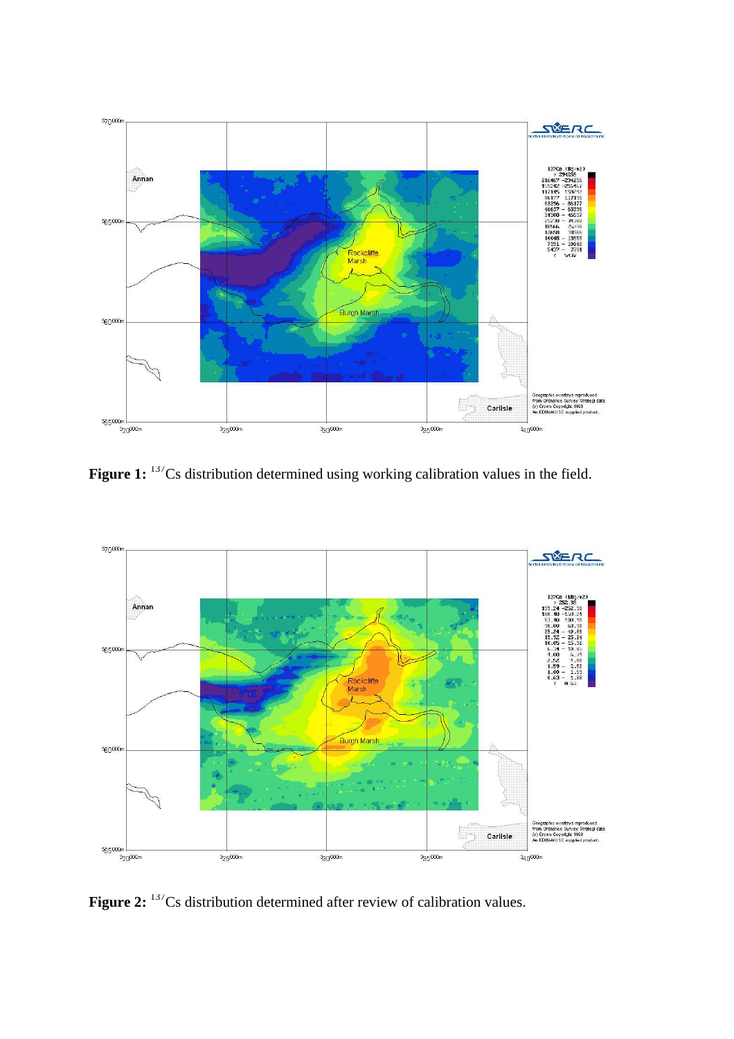**Figure 1:** $^{137}$Cs distribution determined using working calibration values in the field.

**Figure 2:** $^{137}$Cs distribution determined after review of calibration values.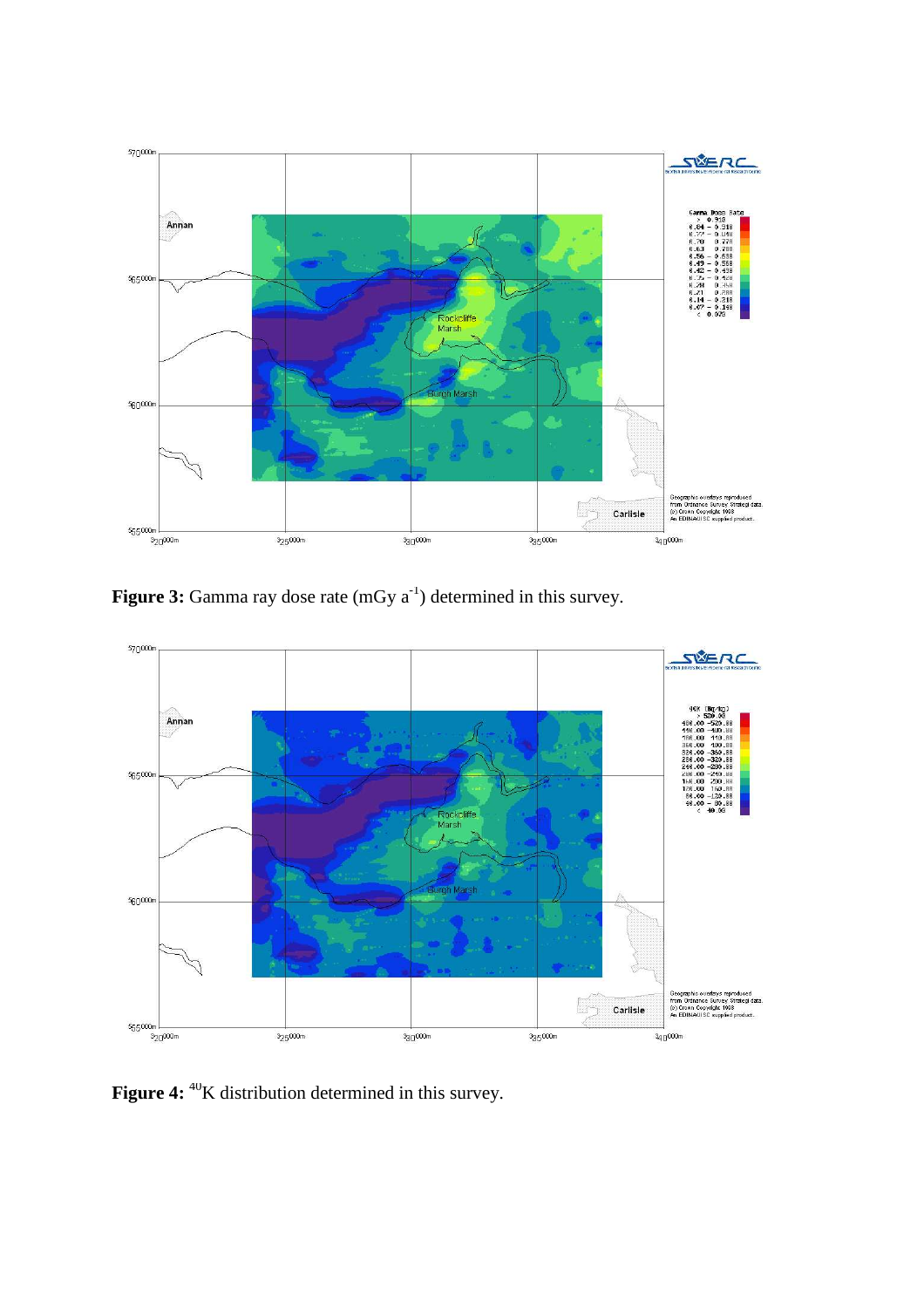**Figure 3:** Gamma ray dose rate (mGy $a^{-1}$) determined in this survey.

**Figure 4:** $^{40}$K distribution determined in this survey.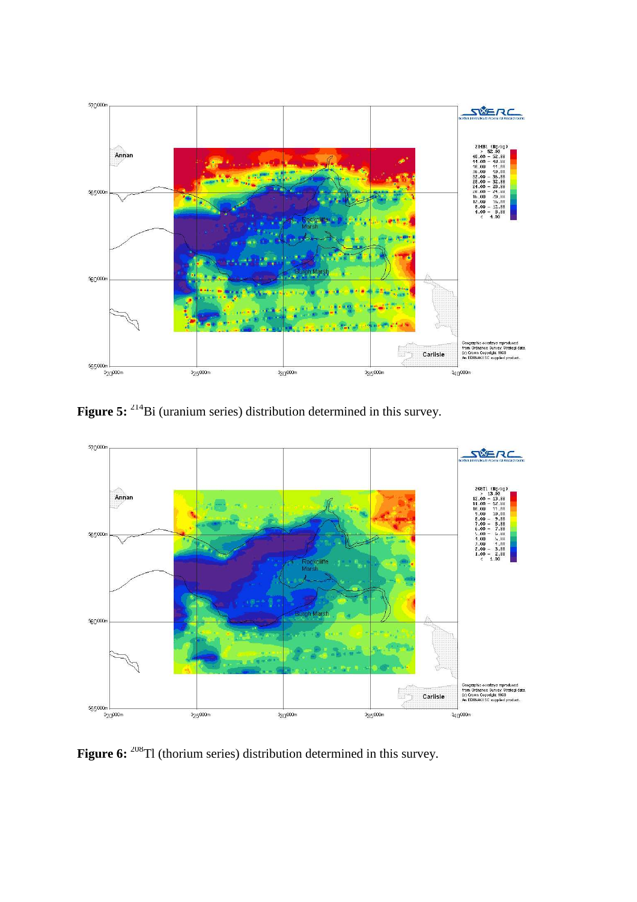**Figure 5:** $^{214}$Bi (uranium series) distribution determined in this survey.

**Figure 6:** $^{208}$Tl (thorium series) distribution determined in this survey.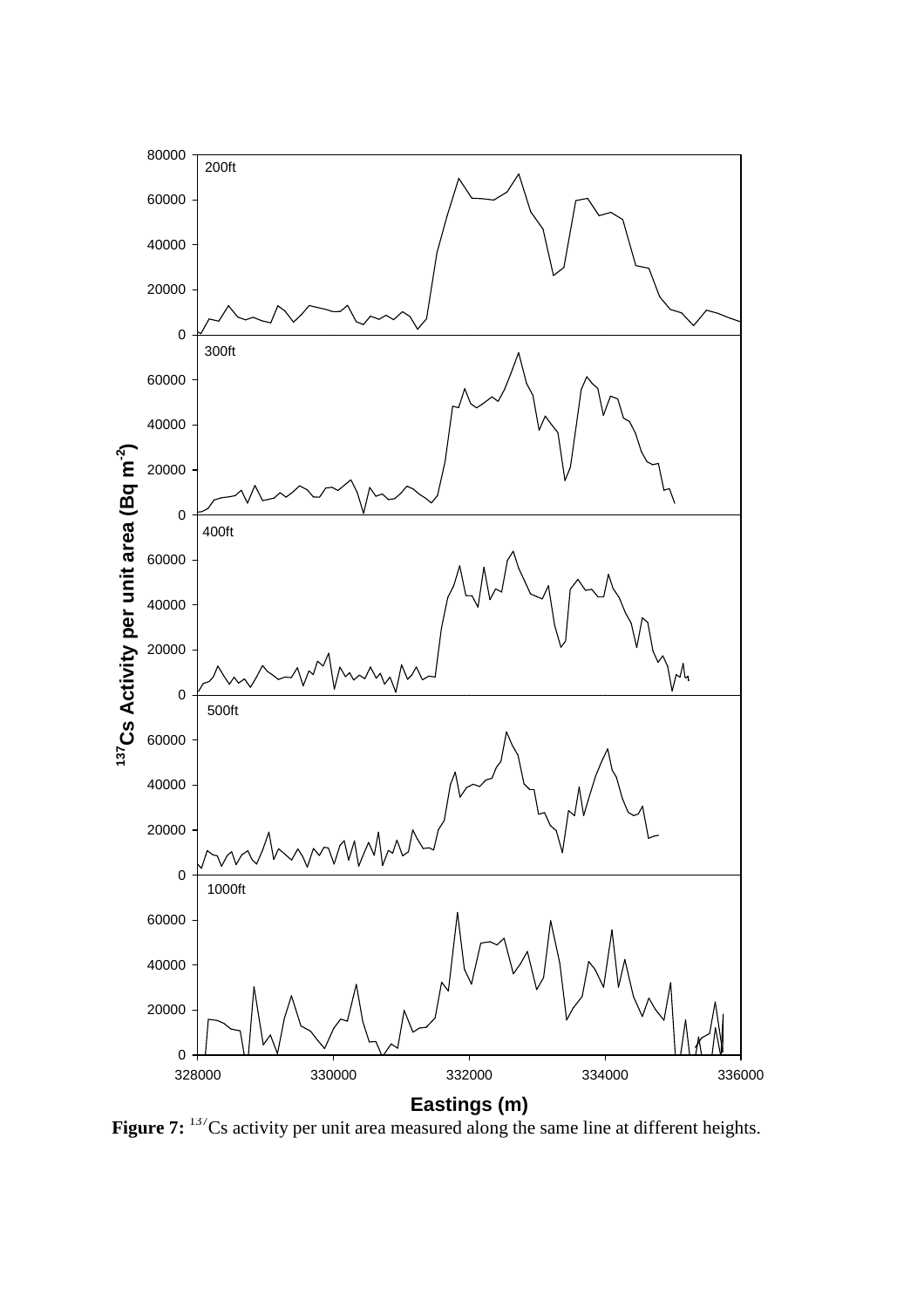**Figure 7:** $^{137}$Cs activity per unit area measured along the same line at different heights.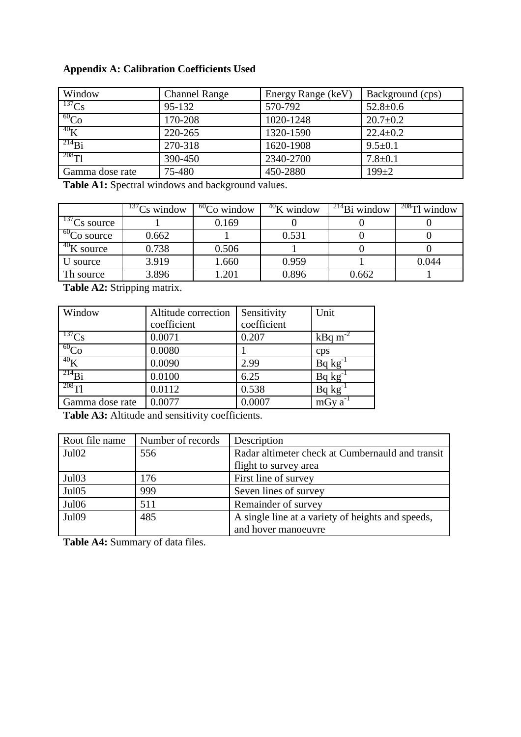**Appendix A: Calibration Coefficients Used**

| Window | Channel Range | Energy Range (keV) | Background (cps) |
|---|---|---|---|
| $^{137}$Cs | 95-132 | 570-792 | 52.8±0.6 |
| $^{60}$Co | 170-208 | 1020-1248 | 20.7±0.2 |
| $^{40}$K | 220-265 | 1320-1590 | 22.4±0.2 |
| $^{214}$Bi | 270-318 | 1620-1908 | 9.5±0.1 |
| $^{208}$Tl | 390-450 | 2340-2700 | 7.8±0.1 |
| Gamma dose rate | 75-480 | 450-2880 | 199±2 |

**Table A1:** Spectral windows and background values.

| | $^{137}$Cs window | $^{60}$Co window | $^{40}$K window | $^{214}$Bi window | $^{208}$Tl window |
|---|---|---|---|---|---|
| $^{137}$Cs source | 1 | 0.169 | 0 | 0 | 0 |
| $^{60}$Co source | 0.662 | 1 | 0.531 | 0 | 0 |
| $^{40}$K source | 0.738 | 0.506 | 1 | 0 | 0 |
| U source | 3.919 | 1.660 | 0.959 | 1 | 0.044 |
| Th source | 3.896 | 1.201 | 0.896 | 0.662 | 1 |

**Table A2:** Stripping matrix.

| Window | Altitude correction coefficient | Sensitivity coefficient | Unit |
|---|---|---|---|
| $^{137}$Cs | 0.0071 | 0.207 | kBq m$^{-2}$ |
| $^{60}$Co | 0.0080 | 1 | cps |
| $^{40}$K | 0.0090 | 2.99 | Bq kg$^{-1}$ |
| $^{214}$Bi | 0.0100 | 6.25 | Bq kg$^{-1}$ |
| $^{208}$Tl | 0.0112 | 0.538 | Bq kg$^{-1}$ |
| Gamma dose rate | 0.0077 | 0.0007 | mGy a$^{-1}$ |

**Table A3:** Altitude and sensitivity coefficients.

| Root file name | Number of records | Description |
|---|---|---|
| Jul02 | 556 | Radar altimeter check at Cumbernauld and transit flight to survey area |
| Jul03 | 176 | First line of survey |
| Jul05 | 999 | Seven lines of survey |
| Jul06 | 511 | Remainder of survey |
| Jul09 | 485 | A single line at a variety of heights and speeds, and hover manoeuvre |

**Table A4:** Summary of data files.